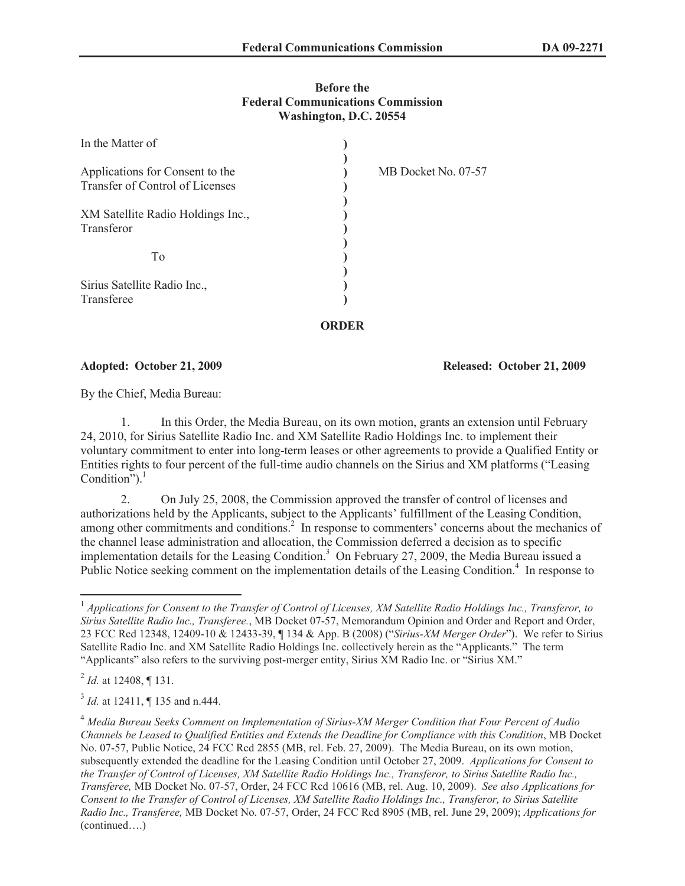**Before the**
**Federal Communications Commission**
**Washington, D.C. 20554**

| | | |
|---|---|---|
| In the Matter of | ) | |
| | ) | |
| Applications for Consent to the Transfer of Control of Licenses | ) | MB Docket No. 07-57 |
| | ) | |
| XM Satellite Radio Holdings Inc., Transferor | ) | |
| | ) | |
| To | ) | |
| | ) | |
| Sirius Satellite Radio Inc., Transferee | ) | |

**ORDER**

**Adopted: October 21, 2009** **Released: October 21, 2009**

By the Chief, Media Bureau:

1. In this Order, the Media Bureau, on its own motion, grants an extension until February 24, 2010, for Sirius Satellite Radio Inc. and XM Satellite Radio Holdings Inc. to implement their voluntary commitment to enter into long-term leases or other agreements to provide a Qualified Entity or Entities rights to four percent of the full-time audio channels on the Sirius and XM platforms ("Leasing Condition").[1]

2. On July 25, 2008, the Commission approved the transfer of control of licenses and authorizations held by the Applicants, subject to the Applicants' fulfillment of the Leasing Condition, among other commitments and conditions.[2] In response to commenters' concerns about the mechanics of the channel lease administration and allocation, the Commission deferred a decision as to specific implementation details for the Leasing Condition.[3] On February 27, 2009, the Media Bureau issued a Public Notice seeking comment on the implementation details of the Leasing Condition.[4] In response to

---

[1] *Applications for Consent to the Transfer of Control of Licenses, XM Satellite Radio Holdings Inc., Transferor, to Sirius Satellite Radio Inc., Transferee.*, MB Docket 07-57, Memorandum Opinion and Order and Report and Order, 23 FCC Rcd 12348, 12409-10 & 12433-39, ¶ 134 & App. B (2008) ("*Sirius-XM Merger Order*"). We refer to Sirius Satellite Radio Inc. and XM Satellite Radio Holdings Inc. collectively herein as the "Applicants." The term "Applicants" also refers to the surviving post-merger entity, Sirius XM Radio Inc. or "Sirius XM."

[2] *Id.* at 12408, ¶ 131.

[3] *Id.* at 12411, ¶ 135 and n.444.

[4] *Media Bureau Seeks Comment on Implementation of Sirius-XM Merger Condition that Four Percent of Audio Channels be Leased to Qualified Entities and Extends the Deadline for Compliance with this Condition*, MB Docket No. 07-57, Public Notice, 24 FCC Rcd 2855 (MB, rel. Feb. 27, 2009). The Media Bureau, on its own motion, subsequently extended the deadline for the Leasing Condition until October 27, 2009. *Applications for Consent to the Transfer of Control of Licenses, XM Satellite Radio Holdings Inc., Transferor, to Sirius Satellite Radio Inc., Transferee,* MB Docket No. 07-57, Order, 24 FCC Rcd 10616 (MB, rel. Aug. 10, 2009). *See also Applications for Consent to the Transfer of Control of Licenses, XM Satellite Radio Holdings Inc., Transferor, to Sirius Satellite Radio Inc., Transferee,* MB Docket No. 07-57, Order, 24 FCC Rcd 8905 (MB, rel. June 29, 2009); *Applications for* (continued….)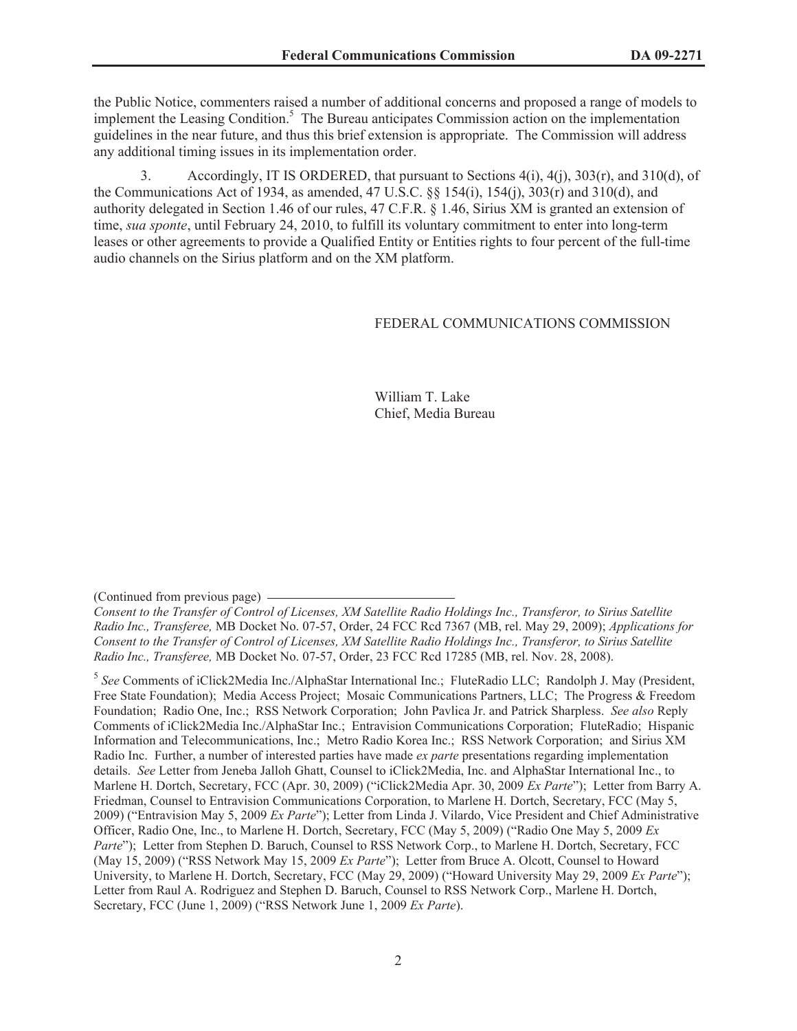the Public Notice, commenters raised a number of additional concerns and proposed a range of models to implement the Leasing Condition.[5] The Bureau anticipates Commission action on the implementation guidelines in the near future, and thus this brief extension is appropriate. The Commission will address any additional timing issues in its implementation order.

3. Accordingly, IT IS ORDERED, that pursuant to Sections 4(i), 4(j), 303(r), and 310(d), of the Communications Act of 1934, as amended, 47 U.S.C. §§ 154(i), 154(j), 303(r) and 310(d), and authority delegated in Section 1.46 of our rules, 47 C.F.R. § 1.46, Sirius XM is granted an extension of time, *sua sponte*, until February 24, 2010, to fulfill its voluntary commitment to enter into long-term leases or other agreements to provide a Qualified Entity or Entities rights to four percent of the full-time audio channels on the Sirius platform and on the XM platform.

FEDERAL COMMUNICATIONS COMMISSION

William T. Lake
Chief, Media Bureau

---

(Continued from previous page)
*Consent to the Transfer of Control of Licenses, XM Satellite Radio Holdings Inc., Transferor, to Sirius Satellite Radio Inc., Transferee,* MB Docket No. 07-57, Order, 24 FCC Rcd 7367 (MB, rel. May 29, 2009); *Applications for Consent to the Transfer of Control of Licenses, XM Satellite Radio Holdings Inc., Transferor, to Sirius Satellite Radio Inc., Transferee,* MB Docket No. 07-57, Order, 23 FCC Rcd 17285 (MB, rel. Nov. 28, 2008).

[5] *See* Comments of iClick2Media Inc./AlphaStar International Inc.; FluteRadio LLC; Randolph J. May (President, Free State Foundation); Media Access Project; Mosaic Communications Partners, LLC; The Progress & Freedom Foundation; Radio One, Inc.; RSS Network Corporation; John Pavlica Jr. and Patrick Sharpless. *See also* Reply Comments of iClick2Media Inc./AlphaStar Inc.; Entravision Communications Corporation; FluteRadio; Hispanic Information and Telecommunications, Inc.; Metro Radio Korea Inc.; RSS Network Corporation; and Sirius XM Radio Inc. Further, a number of interested parties have made *ex parte* presentations regarding implementation details. *See* Letter from Jeneba Jalloh Ghatt, Counsel to iClick2Media, Inc. and AlphaStar International Inc., to Marlene H. Dortch, Secretary, FCC (Apr. 30, 2009) ("iClick2Media Apr. 30, 2009 *Ex Parte*"); Letter from Barry A. Friedman, Counsel to Entravision Communications Corporation, to Marlene H. Dortch, Secretary, FCC (May 5, 2009) ("Entravision May 5, 2009 *Ex Parte*"); Letter from Linda J. Vilardo, Vice President and Chief Administrative Officer, Radio One, Inc., to Marlene H. Dortch, Secretary, FCC (May 5, 2009) ("Radio One May 5, 2009 *Ex Parte*"); Letter from Stephen D. Baruch, Counsel to RSS Network Corp., to Marlene H. Dortch, Secretary, FCC (May 15, 2009) ("RSS Network May 15, 2009 *Ex Parte*"); Letter from Bruce A. Olcott, Counsel to Howard University, to Marlene H. Dortch, Secretary, FCC (May 29, 2009) ("Howard University May 29, 2009 *Ex Parte*"); Letter from Raul A. Rodriguez and Stephen D. Baruch, Counsel to RSS Network Corp., Marlene H. Dortch, Secretary, FCC (June 1, 2009) ("RSS Network June 1, 2009 *Ex Parte*).